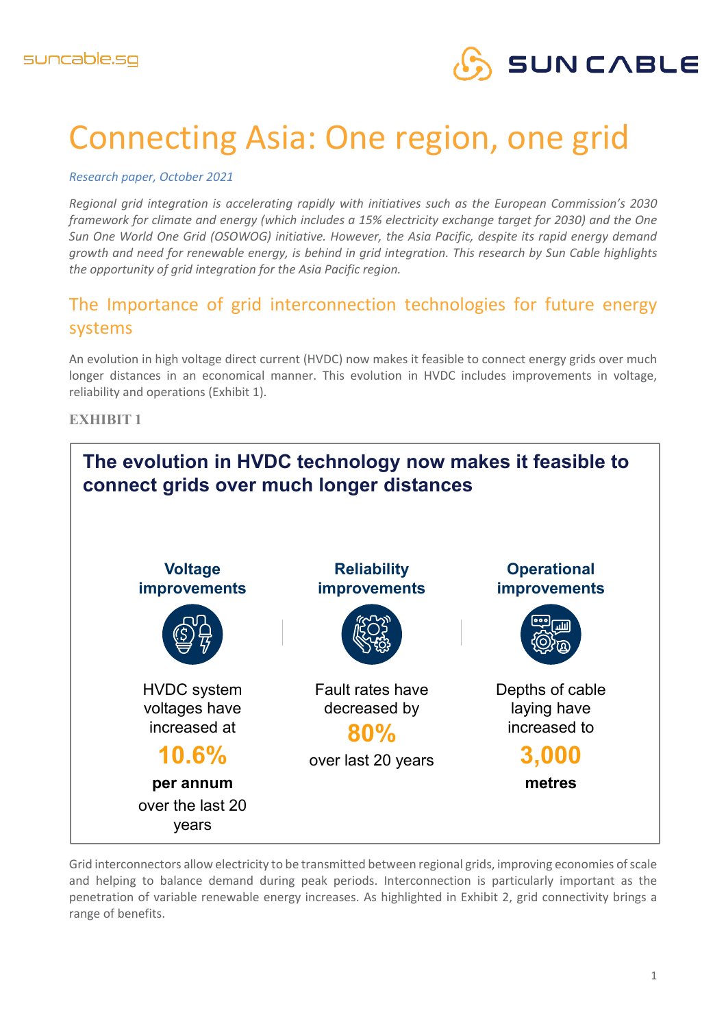# Connecting Asia: One region, one grid

*Research paper, October 2021*

*Regional grid integration is accelerating rapidly with initiatives such as the European Commission's 2030 framework for climate and energy (which includes a 15% electricity exchange target for 2030) and the One Sun One World One Grid (OSOWOG) initiative. However, the Asia Pacific, despite its rapid energy demand growth and need for renewable energy, is behind in grid integration. This research by Sun Cable highlights the opportunity of grid integration for the Asia Pacific region.*

## The Importance of grid interconnection technologies for future energy systems

An evolution in high voltage direct current (HVDC) now makes it feasible to connect energy grids over much longer distances in an economical manner. This evolution in HVDC includes improvements in voltage, reliability and operations (Exhibit 1).

**EXHIBIT 1**

**The evolution in HVDC technology now makes it feasible to connect grids over much longer distances**

**Voltage improvements**

HVDC system voltages have increased at **10.6%** **per annum** over the last 20 years

**Reliability improvements**

Fault rates have decreased by **80%** over last 20 years

**Operational improvements**

Depths of cable laying have increased to **3,000** **metres**

Grid interconnectors allow electricity to be transmitted between regional grids, improving economies of scale and helping to balance demand during peak periods. Interconnection is particularly important as the penetration of variable renewable energy increases. As highlighted in Exhibit 2, grid connectivity brings a range of benefits.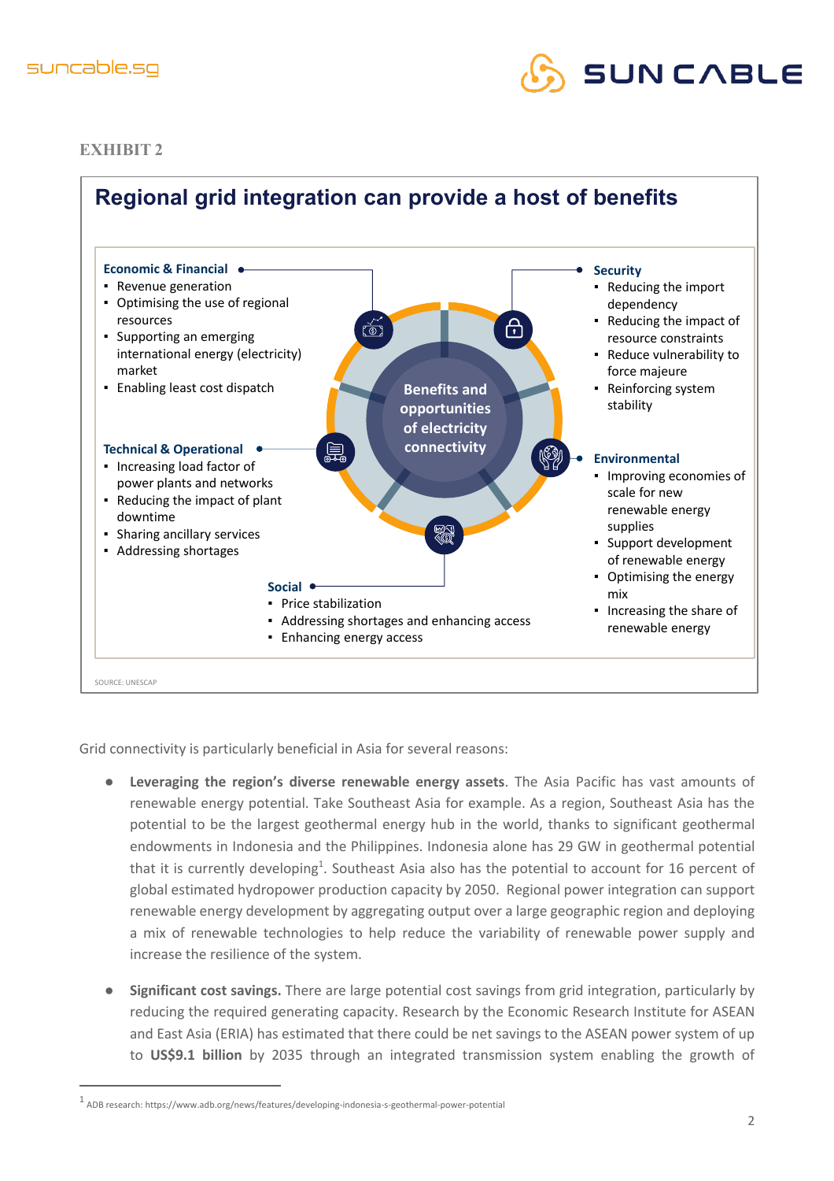**EXHIBIT 2**

## Regional grid integration can provide a host of benefits

**Benefits and opportunities of electricity connectivity**

**Economic & Financial**
- Revenue generation
- Optimising the use of regional resources
- Supporting an emerging international energy (electricity) market
- Enabling least cost dispatch

**Technical & Operational**
- Increasing load factor of power plants and networks
- Reducing the impact of plant downtime
- Sharing ancillary services
- Addressing shortages

**Social**
- Price stabilization
- Addressing shortages and enhancing access
- Enhancing energy access

**Security**
- Reducing the import dependency
- Reducing the impact of resource constraints
- Reduce vulnerability to force majeure
- Reinforcing system stability

**Environmental**
- Improving economies of scale for new renewable energy supplies
- Support development of renewable energy
- Optimising the energy mix
- Increasing the share of renewable energy

SOURCE: UNESCAP

Grid connectivity is particularly beneficial in Asia for several reasons:

- **Leveraging the region's diverse renewable energy assets**. The Asia Pacific has vast amounts of renewable energy potential. Take Southeast Asia for example. As a region, Southeast Asia has the potential to be the largest geothermal energy hub in the world, thanks to significant geothermal endowments in Indonesia and the Philippines. Indonesia alone has 29 GW in geothermal potential that it is currently developing[1]. Southeast Asia also has the potential to account for 16 percent of global estimated hydropower production capacity by 2050. Regional power integration can support renewable energy development by aggregating output over a large geographic region and deploying a mix of renewable technologies to help reduce the variability of renewable power supply and increase the resilience of the system.
- **Significant cost savings.** There are large potential cost savings from grid integration, particularly by reducing the required generating capacity. Research by the Economic Research Institute for ASEAN and East Asia (ERIA) has estimated that there could be net savings to the ASEAN power system of up to **US$9.1 billion** by 2035 through an integrated transmission system enabling the growth of

[1] ADB research: https://www.adb.org/news/features/developing-indonesia-s-geothermal-power-potential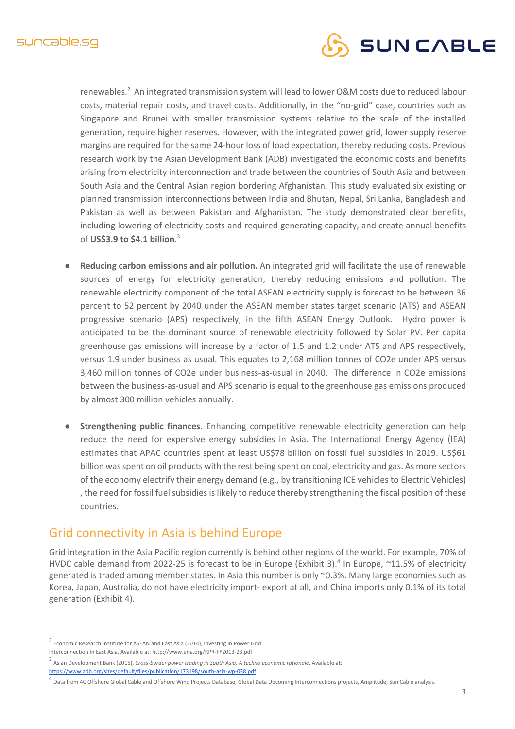renewables.[2] An integrated transmission system will lead to lower O&M costs due to reduced labour costs, material repair costs, and travel costs. Additionally, in the "no-grid" case, countries such as Singapore and Brunei with smaller transmission systems relative to the scale of the installed generation, require higher reserves. However, with the integrated power grid, lower supply reserve margins are required for the same 24-hour loss of load expectation, thereby reducing costs. Previous research work by the Asian Development Bank (ADB) investigated the economic costs and benefits arising from electricity interconnection and trade between the countries of South Asia and between South Asia and the Central Asian region bordering Afghanistan. This study evaluated six existing or planned transmission interconnections between India and Bhutan, Nepal, Sri Lanka, Bangladesh and Pakistan as well as between Pakistan and Afghanistan. The study demonstrated clear benefits, including lowering of electricity costs and required generating capacity, and create annual benefits of **US$3.9 to $4.1 billion**.[3]

- **Reducing carbon emissions and air pollution.** An integrated grid will facilitate the use of renewable sources of energy for electricity generation, thereby reducing emissions and pollution. The renewable electricity component of the total ASEAN electricity supply is forecast to be between 36 percent to 52 percent by 2040 under the ASEAN member states target scenario (ATS) and ASEAN progressive scenario (APS) respectively, in the fifth ASEAN Energy Outlook. Hydro power is anticipated to be the dominant source of renewable electricity followed by Solar PV. Per capita greenhouse gas emissions will increase by a factor of 1.5 and 1.2 under ATS and APS respectively, versus 1.9 under business as usual. This equates to 2,168 million tonnes of CO2e under APS versus 3,460 million tonnes of CO2e under business-as-usual in 2040. The difference in CO2e emissions between the business-as-usual and APS scenario is equal to the greenhouse gas emissions produced by almost 300 million vehicles annually.

- **Strengthening public finances.** Enhancing competitive renewable electricity generation can help reduce the need for expensive energy subsidies in Asia. The International Energy Agency (IEA) estimates that APAC countries spent at least US$78 billion on fossil fuel subsidies in 2019. US$61 billion was spent on oil products with the rest being spent on coal, electricity and gas. As more sectors of the economy electrify their energy demand (e.g., by transitioning ICE vehicles to Electric Vehicles) , the need for fossil fuel subsidies is likely to reduce thereby strengthening the fiscal position of these countries.

## Grid connectivity in Asia is behind Europe

Grid integration in the Asia Pacific region currently is behind other regions of the world. For example, 70% of HVDC cable demand from 2022-25 is forecast to be in Europe (Exhibit 3).[4] In Europe, ~11.5% of electricity generated is traded among member states. In Asia this number is only ~0.3%. Many large economies such as Korea, Japan, Australia, do not have electricity import- export at all, and China imports only 0.1% of its total generation (Exhibit 4).

---

[2] Economic Research Institute for ASEAN and East Asia (2014), Investing In Power Grid Interconnection In East Asia. Available at: http://www.eria.org/RPR-FY2013-23.pdf

[3] Asian Development Bank (2015), *Cross-border power trading in South Asia: A techno economic rationale*. Available at: https://www.adb.org/sites/default/files/publication/173198/south-asia-wp-038.pdf

[4] Data from 4C Offshore Global Cable and Offshore Wind Projects Database, Global Data Upcoming Interconnections projects, Amplitude; Sun Cable analysis.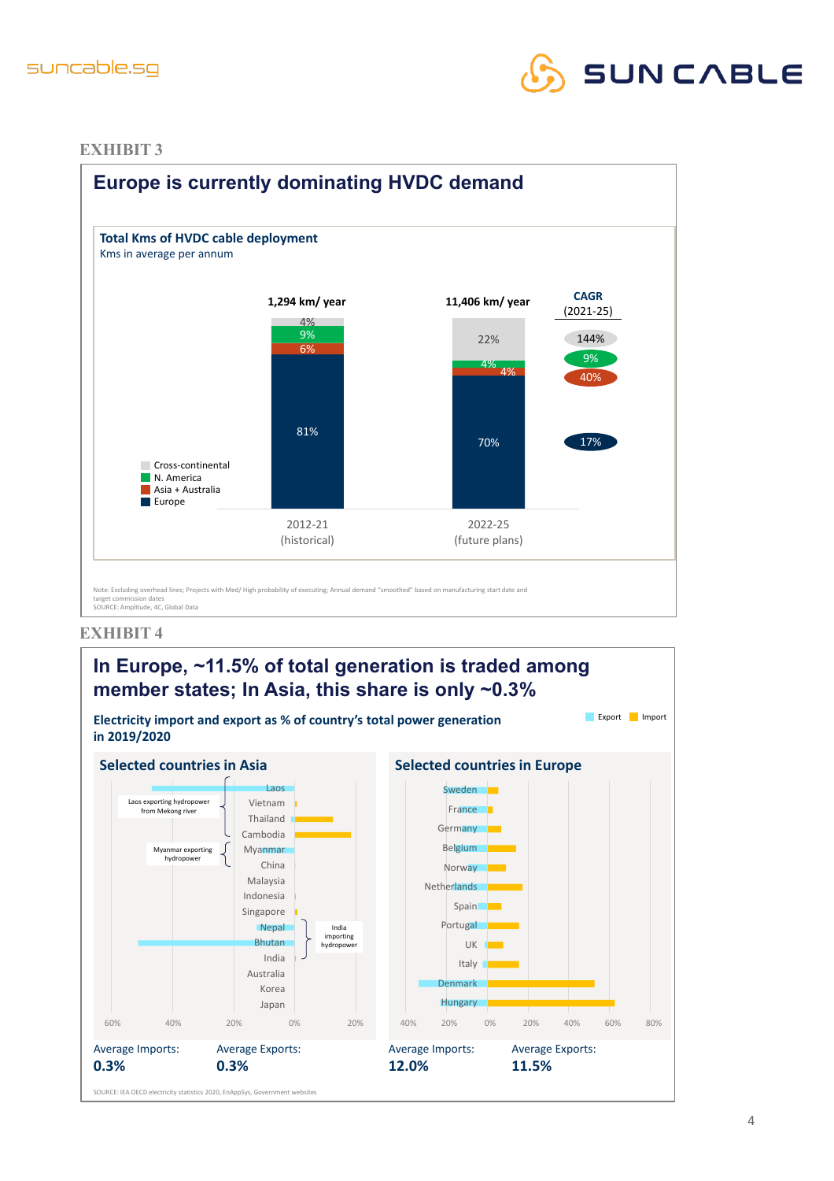EXHIBIT 3

## Europe is currently dominating HVDC demand

**Total Kms of HVDC cable deployment**
Kms in average per annum

| | 2012-21 (historical) | 2022-25 (future plans) | CAGR (2021-25) |
|---|---|---|---|
| Total | 1,294 km/ year | 11,406 km/ year | |
| Cross-continental | 4% | 22% | 144% |
| N. America | 9% | 4% | 9% |
| Asia + Australia | 6% | 4% | 40% |
| Europe | 81% | 70% | 17% |

Note: Excluding overhead lines; Projects with Med/ High probability of executing; Annual demand "smoothed" based on manufacturing start date and target commission dates
SOURCE: Amplitude, 4C, Global Data

EXHIBIT 4

## In Europe, ~11.5% of total generation is traded among member states; In Asia, this share is only ~0.3%

**Electricity import and export as % of country's total power generation in 2019/2020**

Export / Import

### Selected countries in Asia

Laos, Vietnam, Thailand, Cambodia, Myanmar, China, Malaysia, Indonesia, Singapore, Nepal, Bhutan, India, Australia, Korea, Japan

- Laos exporting hydropower from Mekong river
- Myanmar exporting hydropower
- India importing hydropower

Average Imports: **0.3%**
Average Exports: **0.3%**

### Selected countries in Europe

Sweden, France, Germany, Belgium, Norway, Netherlands, Spain, Portugal, UK, Italy, Denmark, Hungary

Average Imports: **12.0%**
Average Exports: **11.5%**

SOURCE: IEA OECD electricity statistics 2020, EnAppSys, Government websites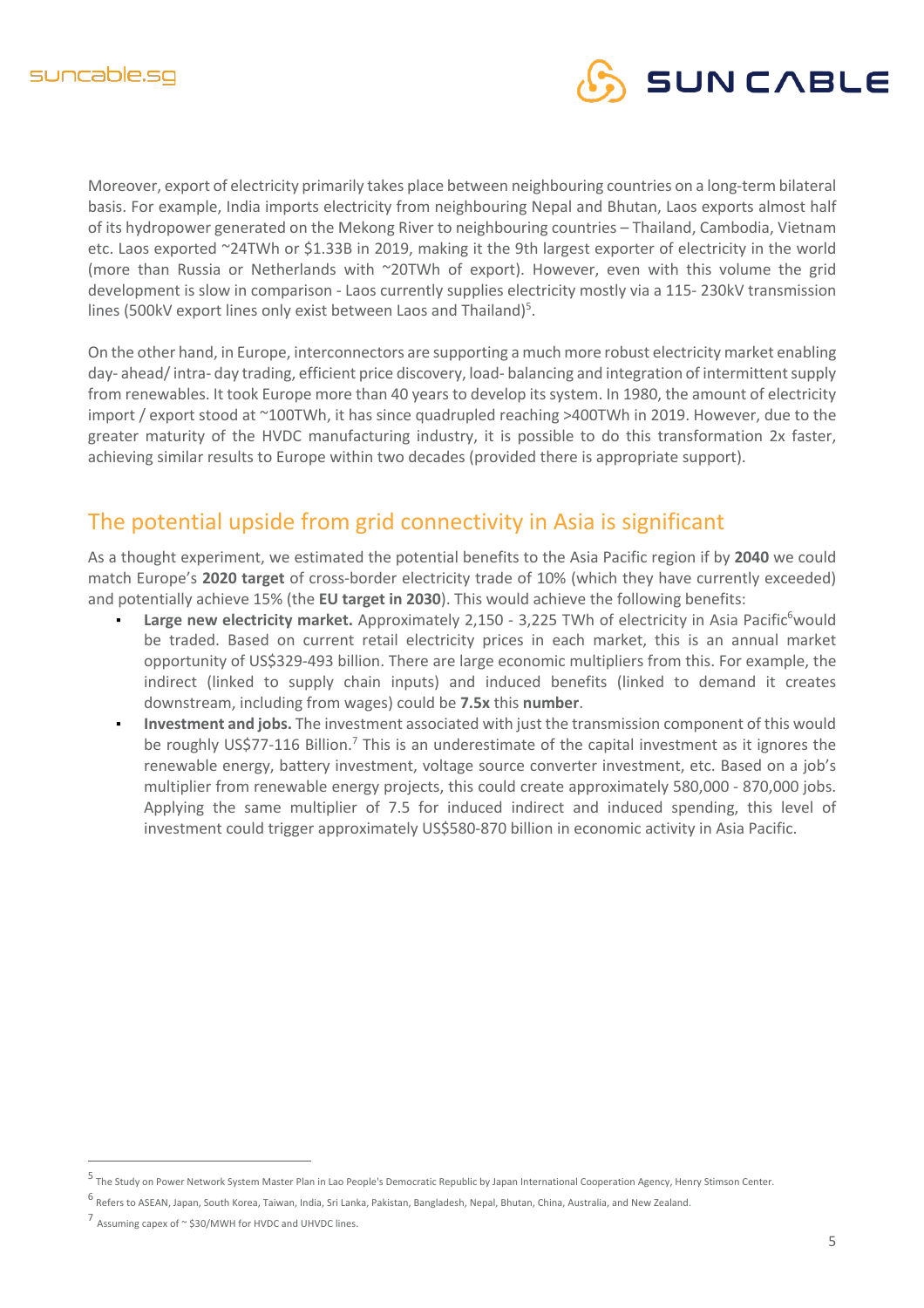Moreover, export of electricity primarily takes place between neighbouring countries on a long-term bilateral basis. For example, India imports electricity from neighbouring Nepal and Bhutan, Laos exports almost half of its hydropower generated on the Mekong River to neighbouring countries – Thailand, Cambodia, Vietnam etc. Laos exported ~24TWh or $1.33B in 2019, making it the 9th largest exporter of electricity in the world (more than Russia or Netherlands with ~20TWh of export). However, even with this volume the grid development is slow in comparison - Laos currently supplies electricity mostly via a 115- 230kV transmission lines (500kV export lines only exist between Laos and Thailand)[5].

On the other hand, in Europe, interconnectors are supporting a much more robust electricity market enabling day- ahead/ intra- day trading, efficient price discovery, load- balancing and integration of intermittent supply from renewables. It took Europe more than 40 years to develop its system. In 1980, the amount of electricity import / export stood at ~100TWh, it has since quadrupled reaching >400TWh in 2019. However, due to the greater maturity of the HVDC manufacturing industry, it is possible to do this transformation 2x faster, achieving similar results to Europe within two decades (provided there is appropriate support).

## The potential upside from grid connectivity in Asia is significant

As a thought experiment, we estimated the potential benefits to the Asia Pacific region if by **2040** we could match Europe's **2020 target** of cross-border electricity trade of 10% (which they have currently exceeded) and potentially achieve 15% (the **EU target in 2030**). This would achieve the following benefits:

- **Large new electricity market.** Approximately 2,150 - 3,225 TWh of electricity in Asia Pacific[6] would be traded. Based on current retail electricity prices in each market, this is an annual market opportunity of US$329-493 billion. There are large economic multipliers from this. For example, the indirect (linked to supply chain inputs) and induced benefits (linked to demand it creates downstream, including from wages) could be **7.5x** this **number**.
- **Investment and jobs.** The investment associated with just the transmission component of this would be roughly US$77-116 Billion.[7] This is an underestimate of the capital investment as it ignores the renewable energy, battery investment, voltage source converter investment, etc. Based on a job's multiplier from renewable energy projects, this could create approximately 580,000 - 870,000 jobs. Applying the same multiplier of 7.5 for induced indirect and induced spending, this level of investment could trigger approximately US$580-870 billion in economic activity in Asia Pacific.

---

[5] The Study on Power Network System Master Plan in Lao People's Democratic Republic by Japan International Cooperation Agency, Henry Stimson Center.

[6] Refers to ASEAN, Japan, South Korea, Taiwan, India, Sri Lanka, Pakistan, Bangladesh, Nepal, Bhutan, China, Australia, and New Zealand.

[7] Assuming capex of ~ $30/MWH for HVDC and UHVDC lines.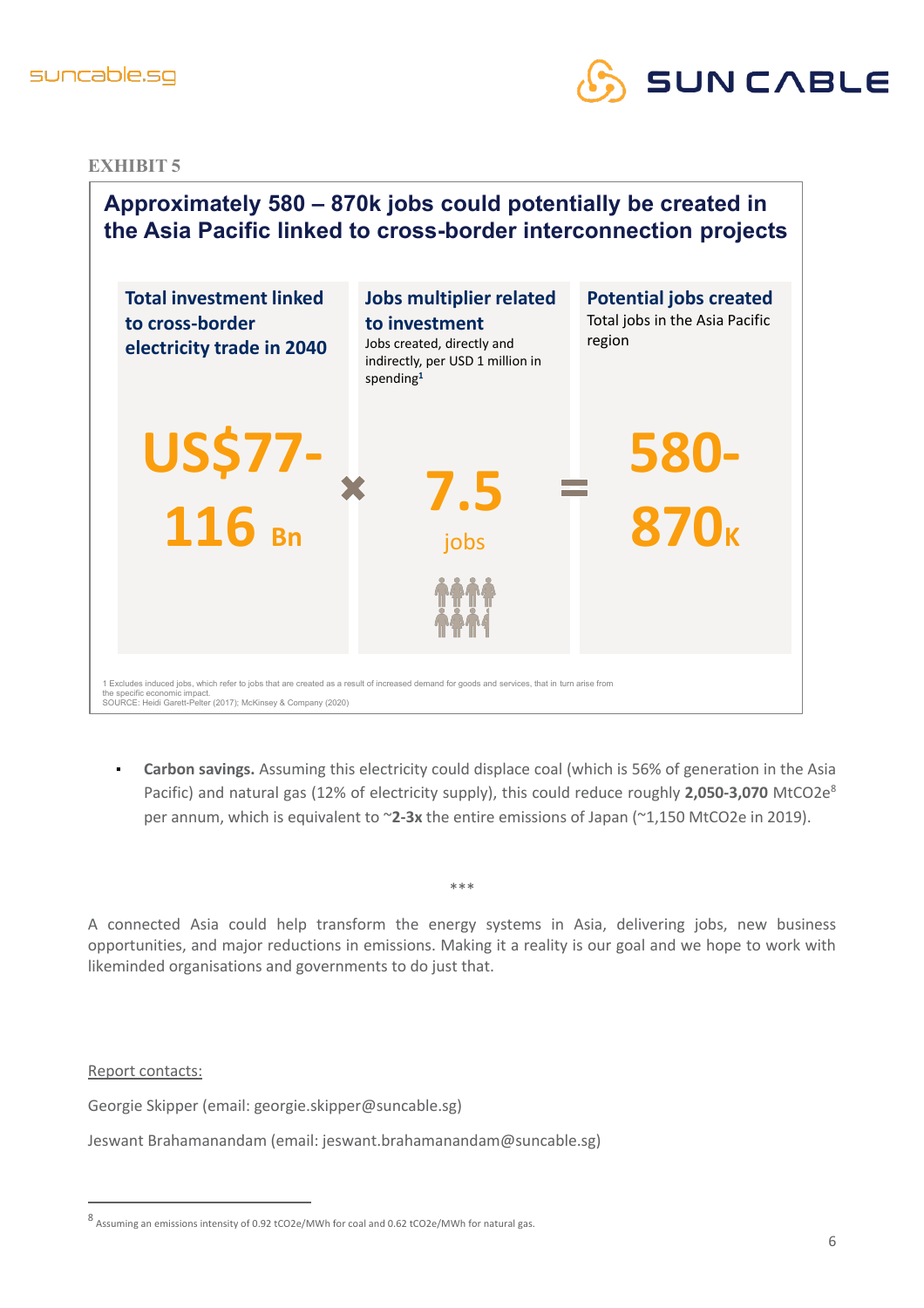**EXHIBIT 5**

## Approximately 580 – 870k jobs could potentially be created in the Asia Pacific linked to cross-border interconnection projects

**Total investment linked to cross-border electricity trade in 2040**

US$77-116 Bn

×

**Jobs multiplier related to investment**

Jobs created, directly and indirectly, per USD 1 million in spending[1]

7.5 jobs

=

**Potential jobs created**

Total jobs in the Asia Pacific region

580-870K

1 Excludes induced jobs, which refer to jobs that are created as a result of increased demand for goods and services, that in turn arise from the specific economic impact.
SOURCE: Heidi Garett-Pelter (2017); McKinsey & Company (2020)

- **Carbon savings.** Assuming this electricity could displace coal (which is 56% of generation in the Asia Pacific) and natural gas (12% of electricity supply), this could reduce roughly **2,050-3,070** MtCO2e[8] per annum, which is equivalent to ~**2-3x** the entire emissions of Japan (~1,150 MtCO2e in 2019).

\*\*\*

A connected Asia could help transform the energy systems in Asia, delivering jobs, new business opportunities, and major reductions in emissions. Making it a reality is our goal and we hope to work with likeminded organisations and governments to do just that.

Report contacts:

Georgie Skipper (email: georgie.skipper@suncable.sg)

Jeswant Brahamanandam (email: jeswant.brahamanandam@suncable.sg)

---

[8] Assuming an emissions intensity of 0.92 tCO2e/MWh for coal and 0.62 tCO2e/MWh for natural gas.